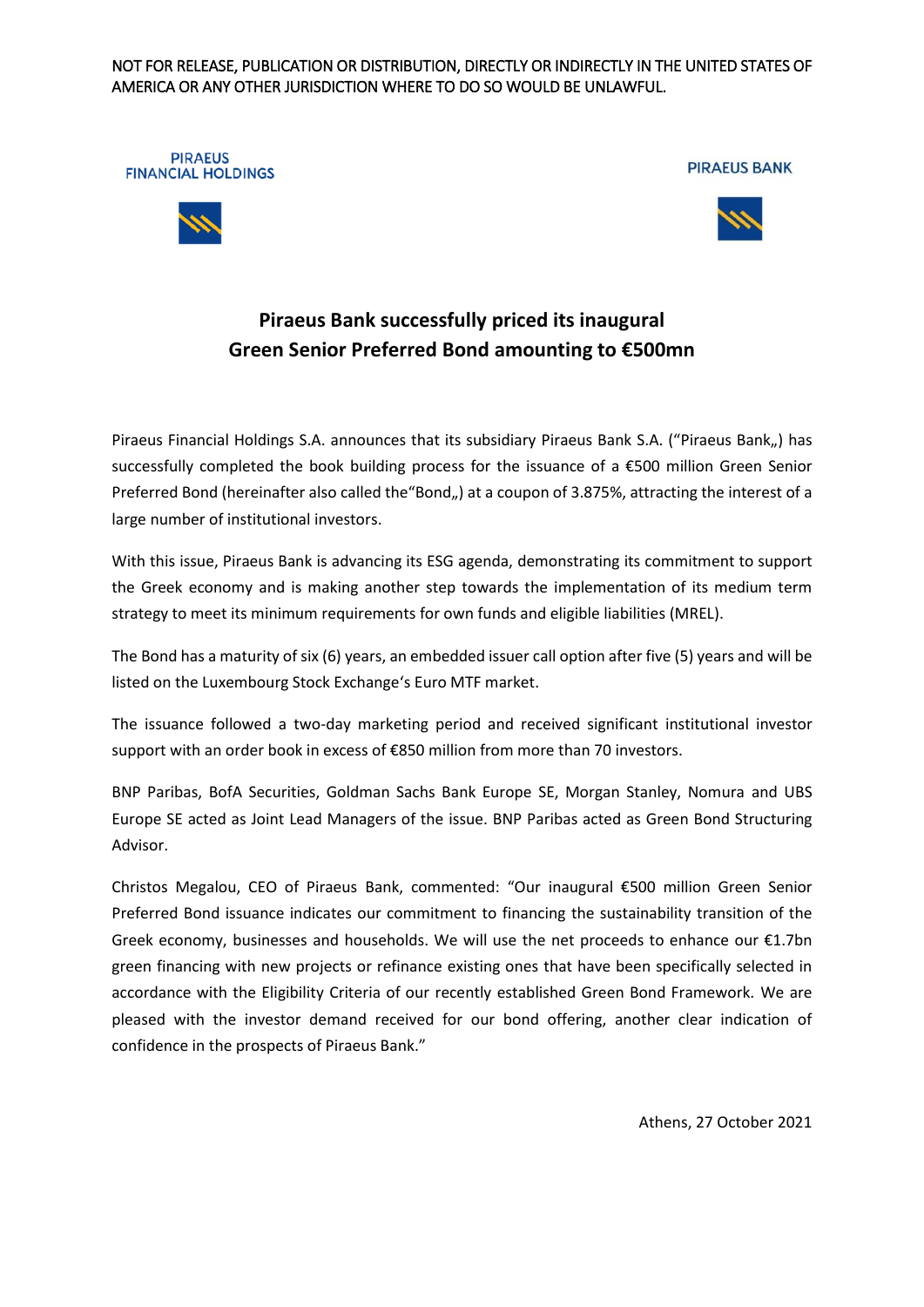NOT FOR RELEASE, PUBLICATION OR DISTRIBUTION, DIRECTLY OR INDIRECTLY IN THE UNITED STATES OF AMERICA OR ANY OTHER JURISDICTION WHERE TO DO SO WOULD BE UNLAWFUL.

PIRAEUS FINANCIAL HOLDINGS

PIRAEUS BANK

# Piraeus Bank successfully priced its inaugural Green Senior Preferred Bond amounting to €500mn

Piraeus Financial Holdings S.A. announces that its subsidiary Piraeus Bank S.A. ("Piraeus Bank„) has successfully completed the book building process for the issuance of a €500 million Green Senior Preferred Bond (hereinafter also called the"Bond„) at a coupon of 3.875%, attracting the interest of a large number of institutional investors.

With this issue, Piraeus Bank is advancing its ESG agenda, demonstrating its commitment to support the Greek economy and is making another step towards the implementation of its medium term strategy to meet its minimum requirements for own funds and eligible liabilities (MREL).

The Bond has a maturity of six (6) years, an embedded issuer call option after five (5) years and will be listed on the Luxembourg Stock Exchange's Euro MTF market.

The issuance followed a two-day marketing period and received significant institutional investor support with an order book in excess of €850 million from more than 70 investors.

BNP Paribas, BofA Securities, Goldman Sachs Bank Europe SE, Morgan Stanley, Nomura and UBS Europe SE acted as Joint Lead Managers of the issue. BNP Paribas acted as Green Bond Structuring Advisor.

Christos Megalou, CEO of Piraeus Bank, commented: "Our inaugural €500 million Green Senior Preferred Bond issuance indicates our commitment to financing the sustainability transition of the Greek economy, businesses and households. We will use the net proceeds to enhance our €1.7bn green financing with new projects or refinance existing ones that have been specifically selected in accordance with the Eligibility Criteria of our recently established Green Bond Framework. We are pleased with the investor demand received for our bond offering, another clear indication of confidence in the prospects of Piraeus Bank."

Athens, 27 October 2021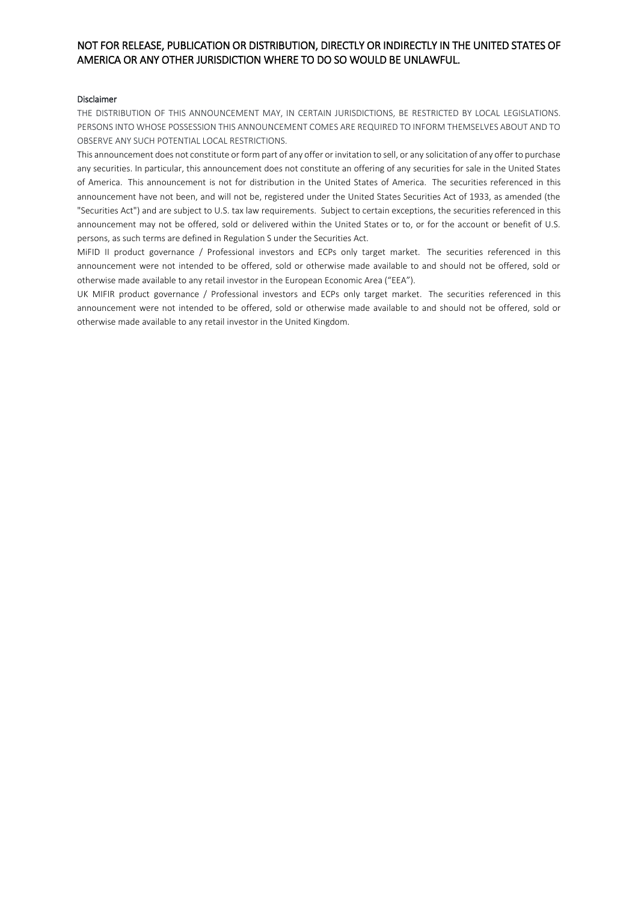## NOT FOR RELEASE, PUBLICATION OR DISTRIBUTION, DIRECTLY OR INDIRECTLY IN THE UNITED STATES OF AMERICA OR ANY OTHER JURISDICTION WHERE TO DO SO WOULD BE UNLAWFUL.

### Disclaimer

THE DISTRIBUTION OF THIS ANNOUNCEMENT MAY, IN CERTAIN JURISDICTIONS, BE RESTRICTED BY LOCAL LEGISLATIONS. PERSONS INTO WHOSE POSSESSION THIS ANNOUNCEMENT COMES ARE REQUIRED TO INFORM THEMSELVES ABOUT AND TO OBSERVE ANY SUCH POTENTIAL LOCAL RESTRICTIONS.

This announcement does not constitute or form part of any offer or invitation to sell, or any solicitation of any offer to purchase any securities. In particular, this announcement does not constitute an offering of any securities for sale in the United States of America. This announcement is not for distribution in the United States of America. The securities referenced in this announcement have not been, and will not be, registered under the United States Securities Act of 1933, as amended (the "Securities Act") and are subject to U.S. tax law requirements. Subject to certain exceptions, the securities referenced in this announcement may not be offered, sold or delivered within the United States or to, or for the account or benefit of U.S. persons, as such terms are defined in Regulation S under the Securities Act.

MiFID II product governance / Professional investors and ECPs only target market. The securities referenced in this announcement were not intended to be offered, sold or otherwise made available to and should not be offered, sold or otherwise made available to any retail investor in the European Economic Area ("EEA").

UK MIFIR product governance / Professional investors and ECPs only target market. The securities referenced in this announcement were not intended to be offered, sold or otherwise made available to and should not be offered, sold or otherwise made available to any retail investor in the United Kingdom.